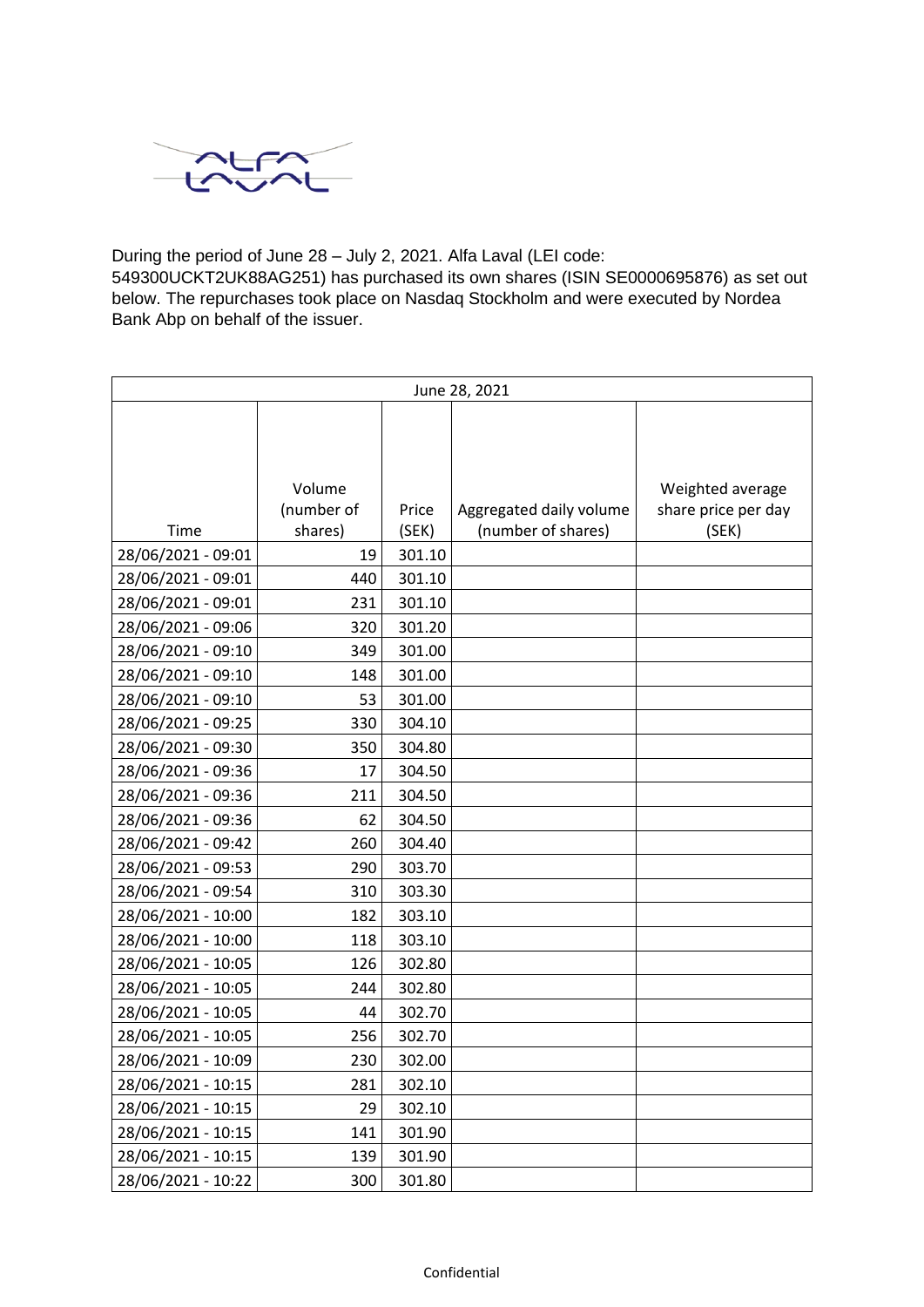During the period of June 28 – July 2, 2021. Alfa Laval (LEI code: 549300UCKT2UK88AG251) has purchased its own shares (ISIN SE0000695876) as set out below. The repurchases took place on Nasdaq Stockholm and were executed by Nordea Bank Abp on behalf of the issuer.

| June 28, 2021 | | | | |
|---|---|---|---|---|
| Time | Volume (number of shares) | Price (SEK) | Aggregated daily volume (number of shares) | Weighted average share price per day (SEK) |
| 28/06/2021 - 09:01 | 19 | 301.10 | | |
| 28/06/2021 - 09:01 | 440 | 301.10 | | |
| 28/06/2021 - 09:01 | 231 | 301.10 | | |
| 28/06/2021 - 09:06 | 320 | 301.20 | | |
| 28/06/2021 - 09:10 | 349 | 301.00 | | |
| 28/06/2021 - 09:10 | 148 | 301.00 | | |
| 28/06/2021 - 09:10 | 53 | 301.00 | | |
| 28/06/2021 - 09:25 | 330 | 304.10 | | |
| 28/06/2021 - 09:30 | 350 | 304.80 | | |
| 28/06/2021 - 09:36 | 17 | 304.50 | | |
| 28/06/2021 - 09:36 | 211 | 304.50 | | |
| 28/06/2021 - 09:36 | 62 | 304.50 | | |
| 28/06/2021 - 09:42 | 260 | 304.40 | | |
| 28/06/2021 - 09:53 | 290 | 303.70 | | |
| 28/06/2021 - 09:54 | 310 | 303.30 | | |
| 28/06/2021 - 10:00 | 182 | 303.10 | | |
| 28/06/2021 - 10:00 | 118 | 303.10 | | |
| 28/06/2021 - 10:05 | 126 | 302.80 | | |
| 28/06/2021 - 10:05 | 244 | 302.80 | | |
| 28/06/2021 - 10:05 | 44 | 302.70 | | |
| 28/06/2021 - 10:05 | 256 | 302.70 | | |
| 28/06/2021 - 10:09 | 230 | 302.00 | | |
| 28/06/2021 - 10:15 | 281 | 302.10 | | |
| 28/06/2021 - 10:15 | 29 | 302.10 | | |
| 28/06/2021 - 10:15 | 141 | 301.90 | | |
| 28/06/2021 - 10:15 | 139 | 301.90 | | |
| 28/06/2021 - 10:22 | 300 | 301.80 | | |

Confidential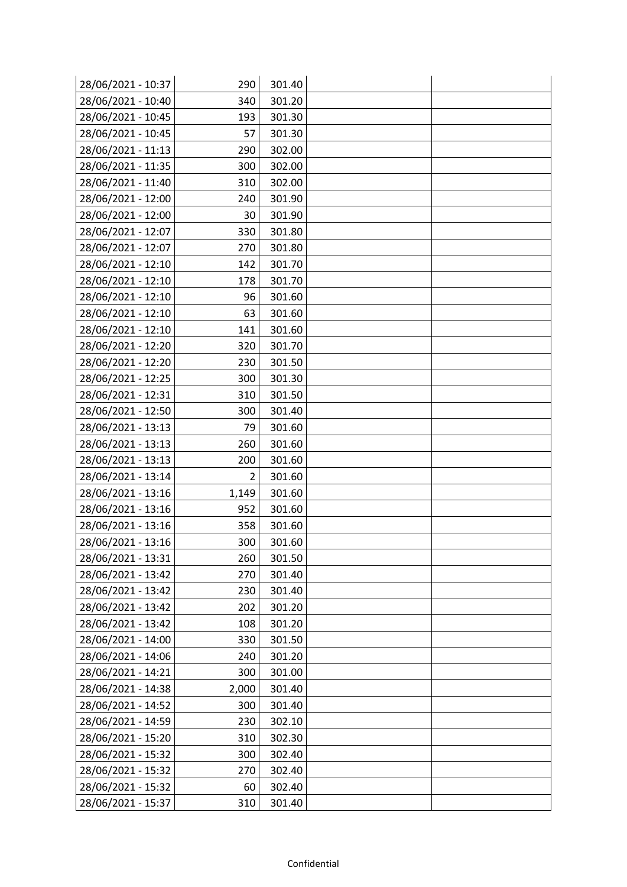|  |  |  |  |  |
|---|---|---|---|---|
| 28/06/2021 - 10:37 | 290 | 301.40 |  |  |
| 28/06/2021 - 10:40 | 340 | 301.20 |  |  |
| 28/06/2021 - 10:45 | 193 | 301.30 |  |  |
| 28/06/2021 - 10:45 | 57 | 301.30 |  |  |
| 28/06/2021 - 11:13 | 290 | 302.00 |  |  |
| 28/06/2021 - 11:35 | 300 | 302.00 |  |  |
| 28/06/2021 - 11:40 | 310 | 302.00 |  |  |
| 28/06/2021 - 12:00 | 240 | 301.90 |  |  |
| 28/06/2021 - 12:00 | 30 | 301.90 |  |  |
| 28/06/2021 - 12:07 | 330 | 301.80 |  |  |
| 28/06/2021 - 12:07 | 270 | 301.80 |  |  |
| 28/06/2021 - 12:10 | 142 | 301.70 |  |  |
| 28/06/2021 - 12:10 | 178 | 301.70 |  |  |
| 28/06/2021 - 12:10 | 96 | 301.60 |  |  |
| 28/06/2021 - 12:10 | 63 | 301.60 |  |  |
| 28/06/2021 - 12:10 | 141 | 301.60 |  |  |
| 28/06/2021 - 12:20 | 320 | 301.70 |  |  |
| 28/06/2021 - 12:20 | 230 | 301.50 |  |  |
| 28/06/2021 - 12:25 | 300 | 301.30 |  |  |
| 28/06/2021 - 12:31 | 310 | 301.50 |  |  |
| 28/06/2021 - 12:50 | 300 | 301.40 |  |  |
| 28/06/2021 - 13:13 | 79 | 301.60 |  |  |
| 28/06/2021 - 13:13 | 260 | 301.60 |  |  |
| 28/06/2021 - 13:13 | 200 | 301.60 |  |  |
| 28/06/2021 - 13:14 | 2 | 301.60 |  |  |
| 28/06/2021 - 13:16 | 1,149 | 301.60 |  |  |
| 28/06/2021 - 13:16 | 952 | 301.60 |  |  |
| 28/06/2021 - 13:16 | 358 | 301.60 |  |  |
| 28/06/2021 - 13:16 | 300 | 301.60 |  |  |
| 28/06/2021 - 13:31 | 260 | 301.50 |  |  |
| 28/06/2021 - 13:42 | 270 | 301.40 |  |  |
| 28/06/2021 - 13:42 | 230 | 301.40 |  |  |
| 28/06/2021 - 13:42 | 202 | 301.20 |  |  |
| 28/06/2021 - 13:42 | 108 | 301.20 |  |  |
| 28/06/2021 - 14:00 | 330 | 301.50 |  |  |
| 28/06/2021 - 14:06 | 240 | 301.20 |  |  |
| 28/06/2021 - 14:21 | 300 | 301.00 |  |  |
| 28/06/2021 - 14:38 | 2,000 | 301.40 |  |  |
| 28/06/2021 - 14:52 | 300 | 301.40 |  |  |
| 28/06/2021 - 14:59 | 230 | 302.10 |  |  |
| 28/06/2021 - 15:20 | 310 | 302.30 |  |  |
| 28/06/2021 - 15:32 | 300 | 302.40 |  |  |
| 28/06/2021 - 15:32 | 270 | 302.40 |  |  |
| 28/06/2021 - 15:32 | 60 | 302.40 |  |  |
| 28/06/2021 - 15:37 | 310 | 301.40 |  |  |

Confidential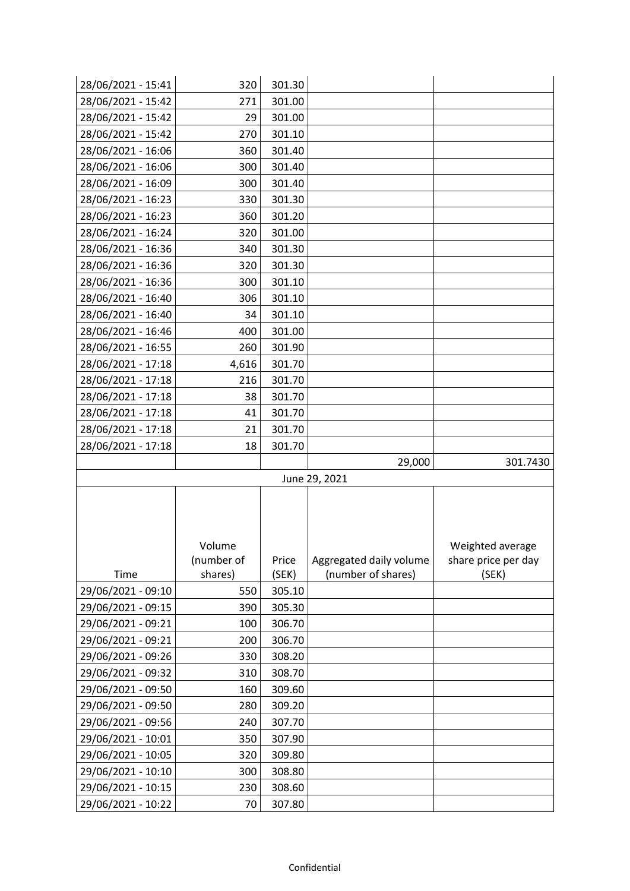| Time | Volume (number of shares) | Price (SEK) | Aggregated daily volume (number of shares) | Weighted average share price per day (SEK) |
|---|---|---|---|---|
| 28/06/2021 - 15:41 | 320 | 301.30 | | |
| 28/06/2021 - 15:42 | 271 | 301.00 | | |
| 28/06/2021 - 15:42 | 29 | 301.00 | | |
| 28/06/2021 - 15:42 | 270 | 301.10 | | |
| 28/06/2021 - 16:06 | 360 | 301.40 | | |
| 28/06/2021 - 16:06 | 300 | 301.40 | | |
| 28/06/2021 - 16:09 | 300 | 301.40 | | |
| 28/06/2021 - 16:23 | 330 | 301.30 | | |
| 28/06/2021 - 16:23 | 360 | 301.20 | | |
| 28/06/2021 - 16:24 | 320 | 301.00 | | |
| 28/06/2021 - 16:36 | 340 | 301.30 | | |
| 28/06/2021 - 16:36 | 320 | 301.30 | | |
| 28/06/2021 - 16:36 | 300 | 301.10 | | |
| 28/06/2021 - 16:40 | 306 | 301.10 | | |
| 28/06/2021 - 16:40 | 34 | 301.10 | | |
| 28/06/2021 - 16:46 | 400 | 301.00 | | |
| 28/06/2021 - 16:55 | 260 | 301.90 | | |
| 28/06/2021 - 17:18 | 4,616 | 301.70 | | |
| 28/06/2021 - 17:18 | 216 | 301.70 | | |
| 28/06/2021 - 17:18 | 38 | 301.70 | | |
| 28/06/2021 - 17:18 | 41 | 301.70 | | |
| 28/06/2021 - 17:18 | 21 | 301.70 | | |
| 28/06/2021 - 17:18 | 18 | 301.70 | | |
| | | | 29,000 | 301.7430 |

June 29, 2021

| Time | Volume (number of shares) | Price (SEK) | Aggregated daily volume (number of shares) | Weighted average share price per day (SEK) |
|---|---|---|---|---|
| 29/06/2021 - 09:10 | 550 | 305.10 | | |
| 29/06/2021 - 09:15 | 390 | 305.30 | | |
| 29/06/2021 - 09:21 | 100 | 306.70 | | |
| 29/06/2021 - 09:21 | 200 | 306.70 | | |
| 29/06/2021 - 09:26 | 330 | 308.20 | | |
| 29/06/2021 - 09:32 | 310 | 308.70 | | |
| 29/06/2021 - 09:50 | 160 | 309.60 | | |
| 29/06/2021 - 09:50 | 280 | 309.20 | | |
| 29/06/2021 - 09:56 | 240 | 307.70 | | |
| 29/06/2021 - 10:01 | 350 | 307.90 | | |
| 29/06/2021 - 10:05 | 320 | 309.80 | | |
| 29/06/2021 - 10:10 | 300 | 308.80 | | |
| 29/06/2021 - 10:15 | 230 | 308.60 | | |
| 29/06/2021 - 10:22 | 70 | 307.80 | | |

Confidential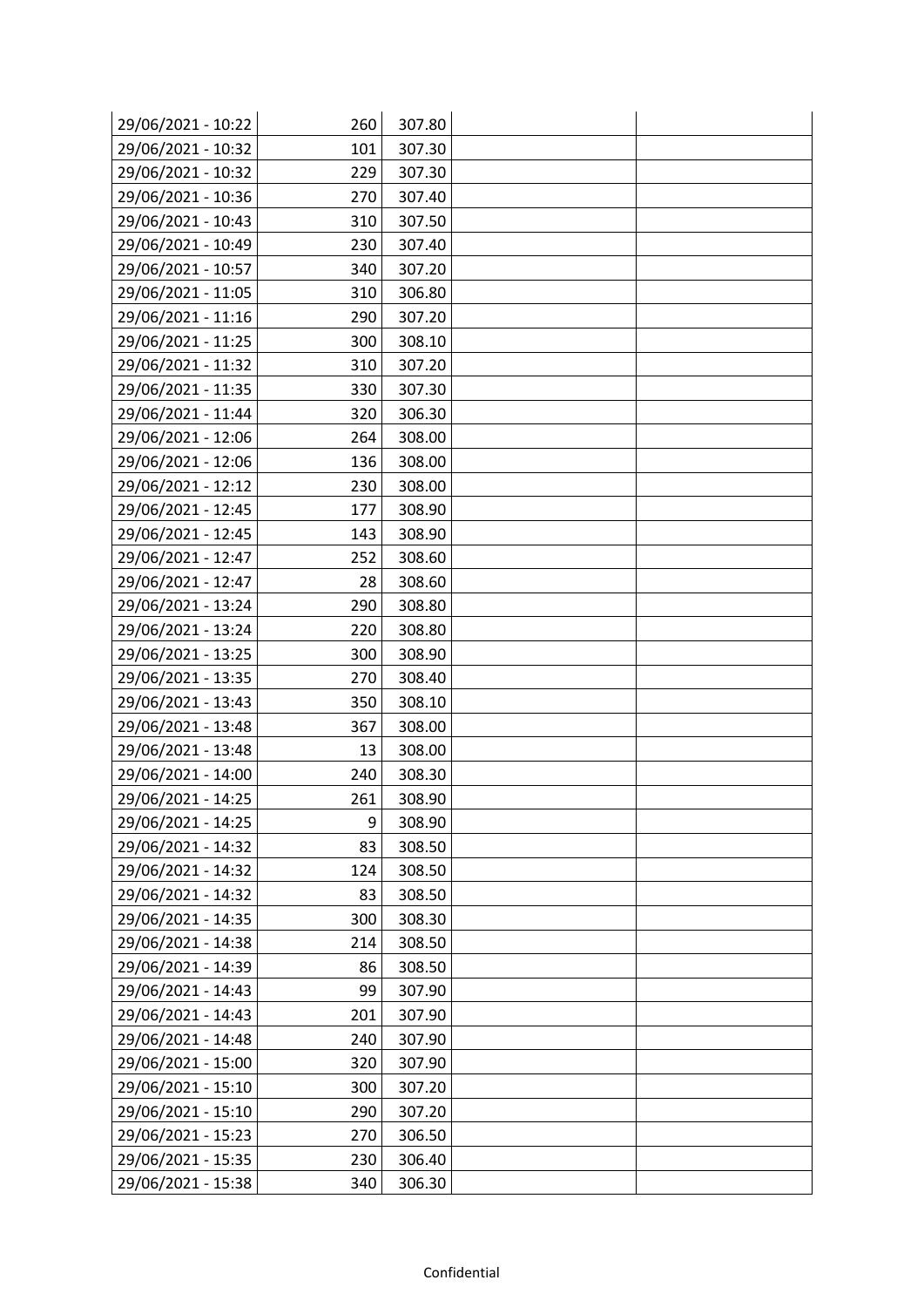| | | | | |
|---|---|---|---|---|
| 29/06/2021 - 10:22 | 260 | 307.80 | | |
| 29/06/2021 - 10:32 | 101 | 307.30 | | |
| 29/06/2021 - 10:32 | 229 | 307.30 | | |
| 29/06/2021 - 10:36 | 270 | 307.40 | | |
| 29/06/2021 - 10:43 | 310 | 307.50 | | |
| 29/06/2021 - 10:49 | 230 | 307.40 | | |
| 29/06/2021 - 10:57 | 340 | 307.20 | | |
| 29/06/2021 - 11:05 | 310 | 306.80 | | |
| 29/06/2021 - 11:16 | 290 | 307.20 | | |
| 29/06/2021 - 11:25 | 300 | 308.10 | | |
| 29/06/2021 - 11:32 | 310 | 307.20 | | |
| 29/06/2021 - 11:35 | 330 | 307.30 | | |
| 29/06/2021 - 11:44 | 320 | 306.30 | | |
| 29/06/2021 - 12:06 | 264 | 308.00 | | |
| 29/06/2021 - 12:06 | 136 | 308.00 | | |
| 29/06/2021 - 12:12 | 230 | 308.00 | | |
| 29/06/2021 - 12:45 | 177 | 308.90 | | |
| 29/06/2021 - 12:45 | 143 | 308.90 | | |
| 29/06/2021 - 12:47 | 252 | 308.60 | | |
| 29/06/2021 - 12:47 | 28 | 308.60 | | |
| 29/06/2021 - 13:24 | 290 | 308.80 | | |
| 29/06/2021 - 13:24 | 220 | 308.80 | | |
| 29/06/2021 - 13:25 | 300 | 308.90 | | |
| 29/06/2021 - 13:35 | 270 | 308.40 | | |
| 29/06/2021 - 13:43 | 350 | 308.10 | | |
| 29/06/2021 - 13:48 | 367 | 308.00 | | |
| 29/06/2021 - 13:48 | 13 | 308.00 | | |
| 29/06/2021 - 14:00 | 240 | 308.30 | | |
| 29/06/2021 - 14:25 | 261 | 308.90 | | |
| 29/06/2021 - 14:25 | 9 | 308.90 | | |
| 29/06/2021 - 14:32 | 83 | 308.50 | | |
| 29/06/2021 - 14:32 | 124 | 308.50 | | |
| 29/06/2021 - 14:32 | 83 | 308.50 | | |
| 29/06/2021 - 14:35 | 300 | 308.30 | | |
| 29/06/2021 - 14:38 | 214 | 308.50 | | |
| 29/06/2021 - 14:39 | 86 | 308.50 | | |
| 29/06/2021 - 14:43 | 99 | 307.90 | | |
| 29/06/2021 - 14:43 | 201 | 307.90 | | |
| 29/06/2021 - 14:48 | 240 | 307.90 | | |
| 29/06/2021 - 15:00 | 320 | 307.90 | | |
| 29/06/2021 - 15:10 | 300 | 307.20 | | |
| 29/06/2021 - 15:10 | 290 | 307.20 | | |
| 29/06/2021 - 15:23 | 270 | 306.50 | | |
| 29/06/2021 - 15:35 | 230 | 306.40 | | |
| 29/06/2021 - 15:38 | 340 | 306.30 | | |

Confidential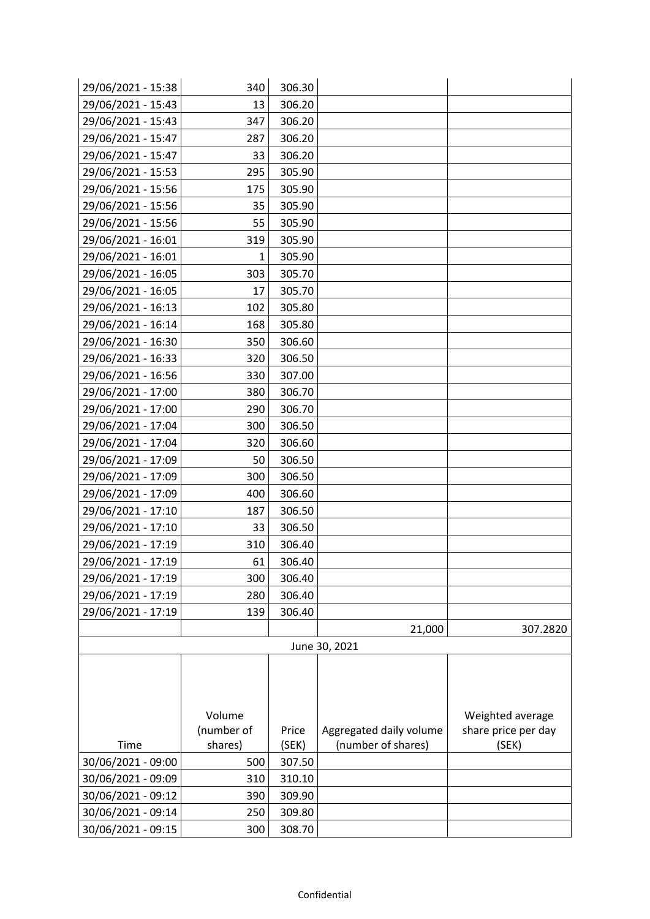| | | | | |
|---|---|---|---|---|
| 29/06/2021 - 15:38 | 340 | 306.30 | | |
| 29/06/2021 - 15:43 | 13 | 306.20 | | |
| 29/06/2021 - 15:43 | 347 | 306.20 | | |
| 29/06/2021 - 15:47 | 287 | 306.20 | | |
| 29/06/2021 - 15:47 | 33 | 306.20 | | |
| 29/06/2021 - 15:53 | 295 | 305.90 | | |
| 29/06/2021 - 15:56 | 175 | 305.90 | | |
| 29/06/2021 - 15:56 | 35 | 305.90 | | |
| 29/06/2021 - 15:56 | 55 | 305.90 | | |
| 29/06/2021 - 16:01 | 319 | 305.90 | | |
| 29/06/2021 - 16:01 | 1 | 305.90 | | |
| 29/06/2021 - 16:05 | 303 | 305.70 | | |
| 29/06/2021 - 16:05 | 17 | 305.70 | | |
| 29/06/2021 - 16:13 | 102 | 305.80 | | |
| 29/06/2021 - 16:14 | 168 | 305.80 | | |
| 29/06/2021 - 16:30 | 350 | 306.60 | | |
| 29/06/2021 - 16:33 | 320 | 306.50 | | |
| 29/06/2021 - 16:56 | 330 | 307.00 | | |
| 29/06/2021 - 17:00 | 380 | 306.70 | | |
| 29/06/2021 - 17:00 | 290 | 306.70 | | |
| 29/06/2021 - 17:04 | 300 | 306.50 | | |
| 29/06/2021 - 17:04 | 320 | 306.60 | | |
| 29/06/2021 - 17:09 | 50 | 306.50 | | |
| 29/06/2021 - 17:09 | 300 | 306.50 | | |
| 29/06/2021 - 17:09 | 400 | 306.60 | | |
| 29/06/2021 - 17:10 | 187 | 306.50 | | |
| 29/06/2021 - 17:10 | 33 | 306.50 | | |
| 29/06/2021 - 17:19 | 310 | 306.40 | | |
| 29/06/2021 - 17:19 | 61 | 306.40 | | |
| 29/06/2021 - 17:19 | 300 | 306.40 | | |
| 29/06/2021 - 17:19 | 280 | 306.40 | | |
| 29/06/2021 - 17:19 | 139 | 306.40 | | |
| | | | 21,000 | 307.2820 |

June 30, 2021

| Time | Volume (number of shares) | Price (SEK) | Aggregated daily volume (number of shares) | Weighted average share price per day (SEK) |
|---|---|---|---|---|
| 30/06/2021 - 09:00 | 500 | 307.50 | | |
| 30/06/2021 - 09:09 | 310 | 310.10 | | |
| 30/06/2021 - 09:12 | 390 | 309.90 | | |
| 30/06/2021 - 09:14 | 250 | 309.80 | | |
| 30/06/2021 - 09:15 | 300 | 308.70 | | |

Confidential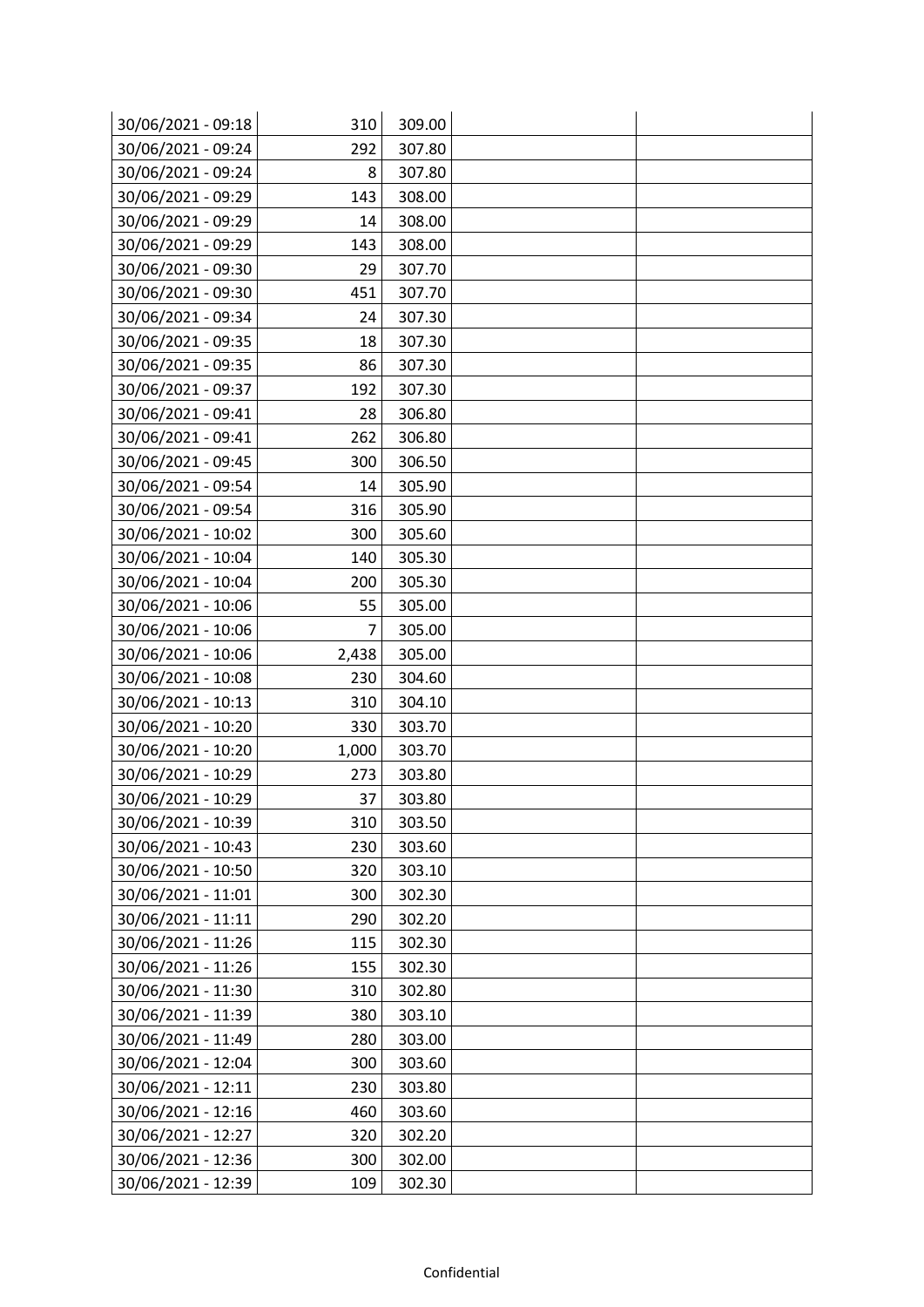| | | | | |
|---|---|---|---|---|
| 30/06/2021 - 09:18 | 310 | 309.00 | | |
| 30/06/2021 - 09:24 | 292 | 307.80 | | |
| 30/06/2021 - 09:24 | 8 | 307.80 | | |
| 30/06/2021 - 09:29 | 143 | 308.00 | | |
| 30/06/2021 - 09:29 | 14 | 308.00 | | |
| 30/06/2021 - 09:29 | 143 | 308.00 | | |
| 30/06/2021 - 09:30 | 29 | 307.70 | | |
| 30/06/2021 - 09:30 | 451 | 307.70 | | |
| 30/06/2021 - 09:34 | 24 | 307.30 | | |
| 30/06/2021 - 09:35 | 18 | 307.30 | | |
| 30/06/2021 - 09:35 | 86 | 307.30 | | |
| 30/06/2021 - 09:37 | 192 | 307.30 | | |
| 30/06/2021 - 09:41 | 28 | 306.80 | | |
| 30/06/2021 - 09:41 | 262 | 306.80 | | |
| 30/06/2021 - 09:45 | 300 | 306.50 | | |
| 30/06/2021 - 09:54 | 14 | 305.90 | | |
| 30/06/2021 - 09:54 | 316 | 305.90 | | |
| 30/06/2021 - 10:02 | 300 | 305.60 | | |
| 30/06/2021 - 10:04 | 140 | 305.30 | | |
| 30/06/2021 - 10:04 | 200 | 305.30 | | |
| 30/06/2021 - 10:06 | 55 | 305.00 | | |
| 30/06/2021 - 10:06 | 7 | 305.00 | | |
| 30/06/2021 - 10:06 | 2,438 | 305.00 | | |
| 30/06/2021 - 10:08 | 230 | 304.60 | | |
| 30/06/2021 - 10:13 | 310 | 304.10 | | |
| 30/06/2021 - 10:20 | 330 | 303.70 | | |
| 30/06/2021 - 10:20 | 1,000 | 303.70 | | |
| 30/06/2021 - 10:29 | 273 | 303.80 | | |
| 30/06/2021 - 10:29 | 37 | 303.80 | | |
| 30/06/2021 - 10:39 | 310 | 303.50 | | |
| 30/06/2021 - 10:43 | 230 | 303.60 | | |
| 30/06/2021 - 10:50 | 320 | 303.10 | | |
| 30/06/2021 - 11:01 | 300 | 302.30 | | |
| 30/06/2021 - 11:11 | 290 | 302.20 | | |
| 30/06/2021 - 11:26 | 115 | 302.30 | | |
| 30/06/2021 - 11:26 | 155 | 302.30 | | |
| 30/06/2021 - 11:30 | 310 | 302.80 | | |
| 30/06/2021 - 11:39 | 380 | 303.10 | | |
| 30/06/2021 - 11:49 | 280 | 303.00 | | |
| 30/06/2021 - 12:04 | 300 | 303.60 | | |
| 30/06/2021 - 12:11 | 230 | 303.80 | | |
| 30/06/2021 - 12:16 | 460 | 303.60 | | |
| 30/06/2021 - 12:27 | 320 | 302.20 | | |
| 30/06/2021 - 12:36 | 300 | 302.00 | | |
| 30/06/2021 - 12:39 | 109 | 302.30 | | |

Confidential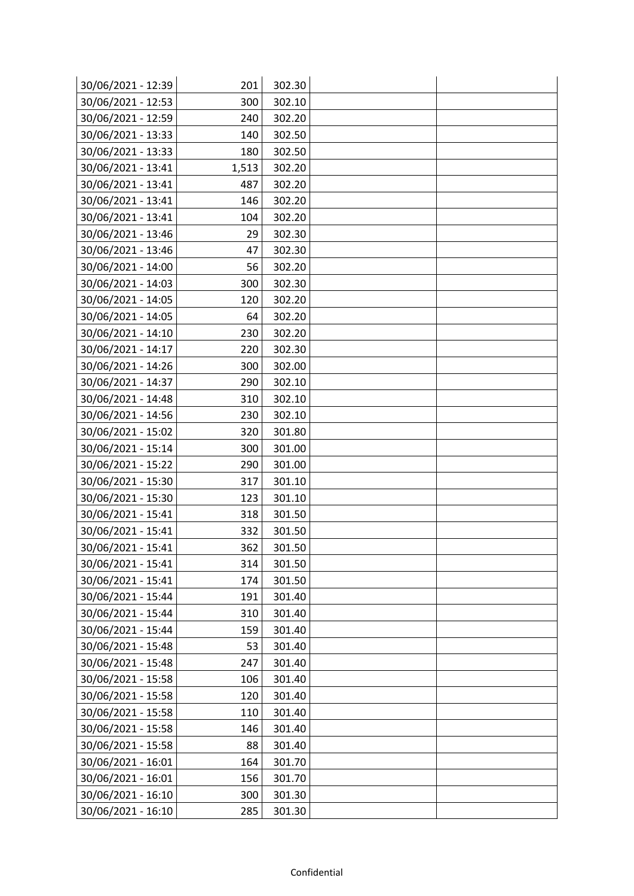| | | | | |
|---|---|---|---|---|
| 30/06/2021 - 12:39 | 201 | 302.30 | | |
| 30/06/2021 - 12:53 | 300 | 302.10 | | |
| 30/06/2021 - 12:59 | 240 | 302.20 | | |
| 30/06/2021 - 13:33 | 140 | 302.50 | | |
| 30/06/2021 - 13:33 | 180 | 302.50 | | |
| 30/06/2021 - 13:41 | 1,513 | 302.20 | | |
| 30/06/2021 - 13:41 | 487 | 302.20 | | |
| 30/06/2021 - 13:41 | 146 | 302.20 | | |
| 30/06/2021 - 13:41 | 104 | 302.20 | | |
| 30/06/2021 - 13:46 | 29 | 302.30 | | |
| 30/06/2021 - 13:46 | 47 | 302.30 | | |
| 30/06/2021 - 14:00 | 56 | 302.20 | | |
| 30/06/2021 - 14:03 | 300 | 302.30 | | |
| 30/06/2021 - 14:05 | 120 | 302.20 | | |
| 30/06/2021 - 14:05 | 64 | 302.20 | | |
| 30/06/2021 - 14:10 | 230 | 302.20 | | |
| 30/06/2021 - 14:17 | 220 | 302.30 | | |
| 30/06/2021 - 14:26 | 300 | 302.00 | | |
| 30/06/2021 - 14:37 | 290 | 302.10 | | |
| 30/06/2021 - 14:48 | 310 | 302.10 | | |
| 30/06/2021 - 14:56 | 230 | 302.10 | | |
| 30/06/2021 - 15:02 | 320 | 301.80 | | |
| 30/06/2021 - 15:14 | 300 | 301.00 | | |
| 30/06/2021 - 15:22 | 290 | 301.00 | | |
| 30/06/2021 - 15:30 | 317 | 301.10 | | |
| 30/06/2021 - 15:30 | 123 | 301.10 | | |
| 30/06/2021 - 15:41 | 318 | 301.50 | | |
| 30/06/2021 - 15:41 | 332 | 301.50 | | |
| 30/06/2021 - 15:41 | 362 | 301.50 | | |
| 30/06/2021 - 15:41 | 314 | 301.50 | | |
| 30/06/2021 - 15:41 | 174 | 301.50 | | |
| 30/06/2021 - 15:44 | 191 | 301.40 | | |
| 30/06/2021 - 15:44 | 310 | 301.40 | | |
| 30/06/2021 - 15:44 | 159 | 301.40 | | |
| 30/06/2021 - 15:48 | 53 | 301.40 | | |
| 30/06/2021 - 15:48 | 247 | 301.40 | | |
| 30/06/2021 - 15:58 | 106 | 301.40 | | |
| 30/06/2021 - 15:58 | 120 | 301.40 | | |
| 30/06/2021 - 15:58 | 110 | 301.40 | | |
| 30/06/2021 - 15:58 | 146 | 301.40 | | |
| 30/06/2021 - 15:58 | 88 | 301.40 | | |
| 30/06/2021 - 16:01 | 164 | 301.70 | | |
| 30/06/2021 - 16:01 | 156 | 301.70 | | |
| 30/06/2021 - 16:10 | 300 | 301.30 | | |
| 30/06/2021 - 16:10 | 285 | 301.30 | | |

Confidential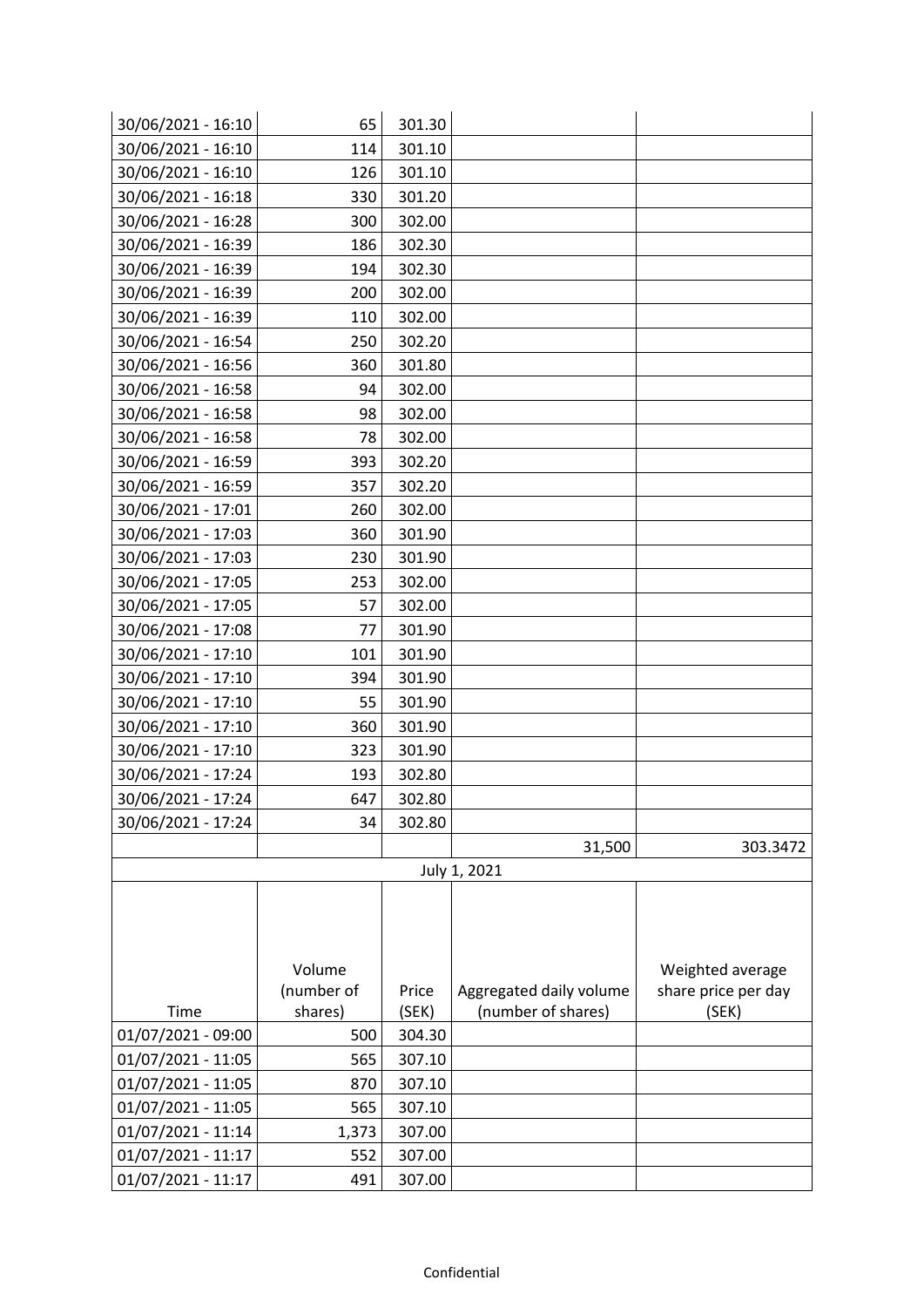| Time | Volume (number of shares) | Price (SEK) | Aggregated daily volume (number of shares) | Weighted average share price per day (SEK) |
|---|---|---|---|---|
| 30/06/2021 - 16:10 | 65 | 301.30 | | |
| 30/06/2021 - 16:10 | 114 | 301.10 | | |
| 30/06/2021 - 16:10 | 126 | 301.10 | | |
| 30/06/2021 - 16:18 | 330 | 301.20 | | |
| 30/06/2021 - 16:28 | 300 | 302.00 | | |
| 30/06/2021 - 16:39 | 186 | 302.30 | | |
| 30/06/2021 - 16:39 | 194 | 302.30 | | |
| 30/06/2021 - 16:39 | 200 | 302.00 | | |
| 30/06/2021 - 16:39 | 110 | 302.00 | | |
| 30/06/2021 - 16:54 | 250 | 302.20 | | |
| 30/06/2021 - 16:56 | 360 | 301.80 | | |
| 30/06/2021 - 16:58 | 94 | 302.00 | | |
| 30/06/2021 - 16:58 | 98 | 302.00 | | |
| 30/06/2021 - 16:58 | 78 | 302.00 | | |
| 30/06/2021 - 16:59 | 393 | 302.20 | | |
| 30/06/2021 - 16:59 | 357 | 302.20 | | |
| 30/06/2021 - 17:01 | 260 | 302.00 | | |
| 30/06/2021 - 17:03 | 360 | 301.90 | | |
| 30/06/2021 - 17:03 | 230 | 301.90 | | |
| 30/06/2021 - 17:05 | 253 | 302.00 | | |
| 30/06/2021 - 17:05 | 57 | 302.00 | | |
| 30/06/2021 - 17:08 | 77 | 301.90 | | |
| 30/06/2021 - 17:10 | 101 | 301.90 | | |
| 30/06/2021 - 17:10 | 394 | 301.90 | | |
| 30/06/2021 - 17:10 | 55 | 301.90 | | |
| 30/06/2021 - 17:10 | 360 | 301.90 | | |
| 30/06/2021 - 17:10 | 323 | 301.90 | | |
| 30/06/2021 - 17:24 | 193 | 302.80 | | |
| 30/06/2021 - 17:24 | 647 | 302.80 | | |
| 30/06/2021 - 17:24 | 34 | 302.80 | | |
| | | | 31,500 | 303.3472 |

July 1, 2021

| Time | Volume (number of shares) | Price (SEK) | Aggregated daily volume (number of shares) | Weighted average share price per day (SEK) |
|---|---|---|---|---|
| 01/07/2021 - 09:00 | 500 | 304.30 | | |
| 01/07/2021 - 11:05 | 565 | 307.10 | | |
| 01/07/2021 - 11:05 | 870 | 307.10 | | |
| 01/07/2021 - 11:05 | 565 | 307.10 | | |
| 01/07/2021 - 11:14 | 1,373 | 307.00 | | |
| 01/07/2021 - 11:17 | 552 | 307.00 | | |
| 01/07/2021 - 11:17 | 491 | 307.00 | | |

Confidential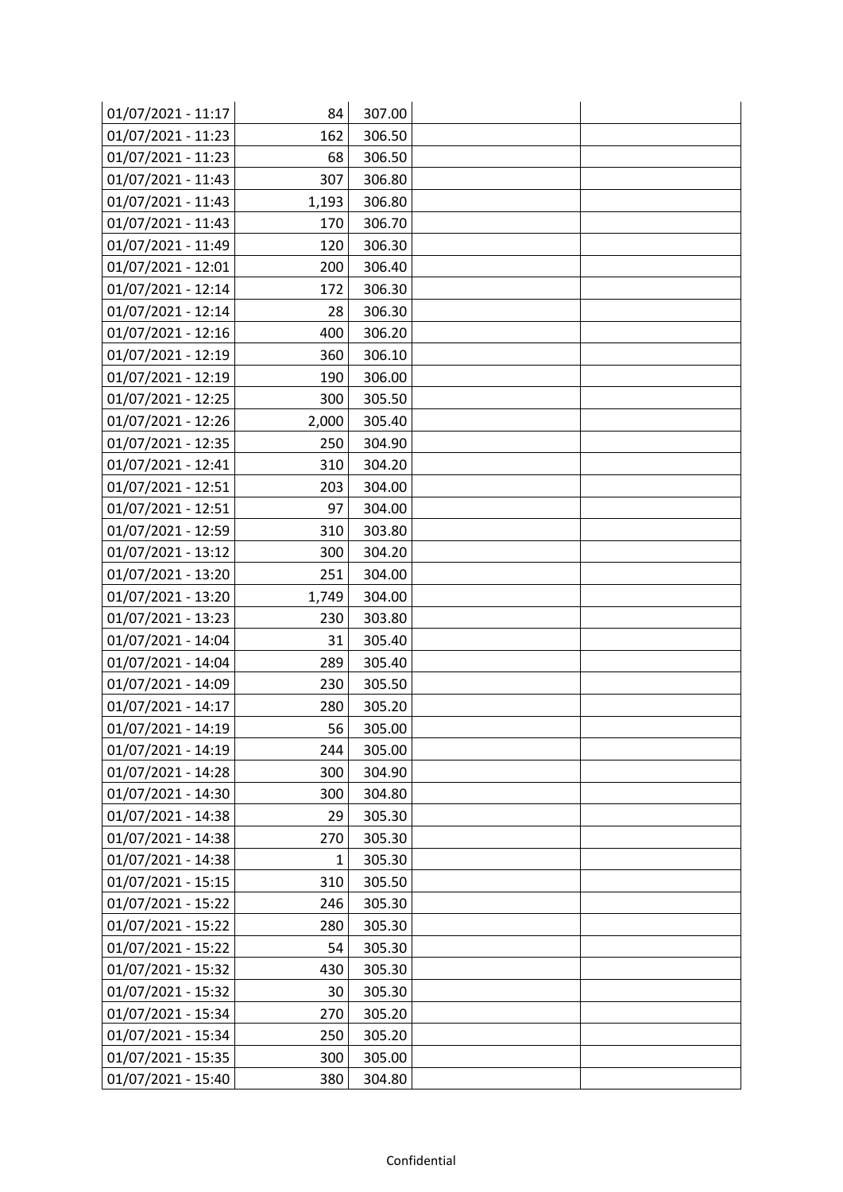| | | | | |
|---|---|---|---|---|
| 01/07/2021 - 11:17 | 84 | 307.00 | | |
| 01/07/2021 - 11:23 | 162 | 306.50 | | |
| 01/07/2021 - 11:23 | 68 | 306.50 | | |
| 01/07/2021 - 11:43 | 307 | 306.80 | | |
| 01/07/2021 - 11:43 | 1,193 | 306.80 | | |
| 01/07/2021 - 11:43 | 170 | 306.70 | | |
| 01/07/2021 - 11:49 | 120 | 306.30 | | |
| 01/07/2021 - 12:01 | 200 | 306.40 | | |
| 01/07/2021 - 12:14 | 172 | 306.30 | | |
| 01/07/2021 - 12:14 | 28 | 306.30 | | |
| 01/07/2021 - 12:16 | 400 | 306.20 | | |
| 01/07/2021 - 12:19 | 360 | 306.10 | | |
| 01/07/2021 - 12:19 | 190 | 306.00 | | |
| 01/07/2021 - 12:25 | 300 | 305.50 | | |
| 01/07/2021 - 12:26 | 2,000 | 305.40 | | |
| 01/07/2021 - 12:35 | 250 | 304.90 | | |
| 01/07/2021 - 12:41 | 310 | 304.20 | | |
| 01/07/2021 - 12:51 | 203 | 304.00 | | |
| 01/07/2021 - 12:51 | 97 | 304.00 | | |
| 01/07/2021 - 12:59 | 310 | 303.80 | | |
| 01/07/2021 - 13:12 | 300 | 304.20 | | |
| 01/07/2021 - 13:20 | 251 | 304.00 | | |
| 01/07/2021 - 13:20 | 1,749 | 304.00 | | |
| 01/07/2021 - 13:23 | 230 | 303.80 | | |
| 01/07/2021 - 14:04 | 31 | 305.40 | | |
| 01/07/2021 - 14:04 | 289 | 305.40 | | |
| 01/07/2021 - 14:09 | 230 | 305.50 | | |
| 01/07/2021 - 14:17 | 280 | 305.20 | | |
| 01/07/2021 - 14:19 | 56 | 305.00 | | |
| 01/07/2021 - 14:19 | 244 | 305.00 | | |
| 01/07/2021 - 14:28 | 300 | 304.90 | | |
| 01/07/2021 - 14:30 | 300 | 304.80 | | |
| 01/07/2021 - 14:38 | 29 | 305.30 | | |
| 01/07/2021 - 14:38 | 270 | 305.30 | | |
| 01/07/2021 - 14:38 | 1 | 305.30 | | |
| 01/07/2021 - 15:15 | 310 | 305.50 | | |
| 01/07/2021 - 15:22 | 246 | 305.30 | | |
| 01/07/2021 - 15:22 | 280 | 305.30 | | |
| 01/07/2021 - 15:22 | 54 | 305.30 | | |
| 01/07/2021 - 15:32 | 430 | 305.30 | | |
| 01/07/2021 - 15:32 | 30 | 305.30 | | |
| 01/07/2021 - 15:34 | 270 | 305.20 | | |
| 01/07/2021 - 15:34 | 250 | 305.20 | | |
| 01/07/2021 - 15:35 | 300 | 305.00 | | |
| 01/07/2021 - 15:40 | 380 | 304.80 | | |

Confidential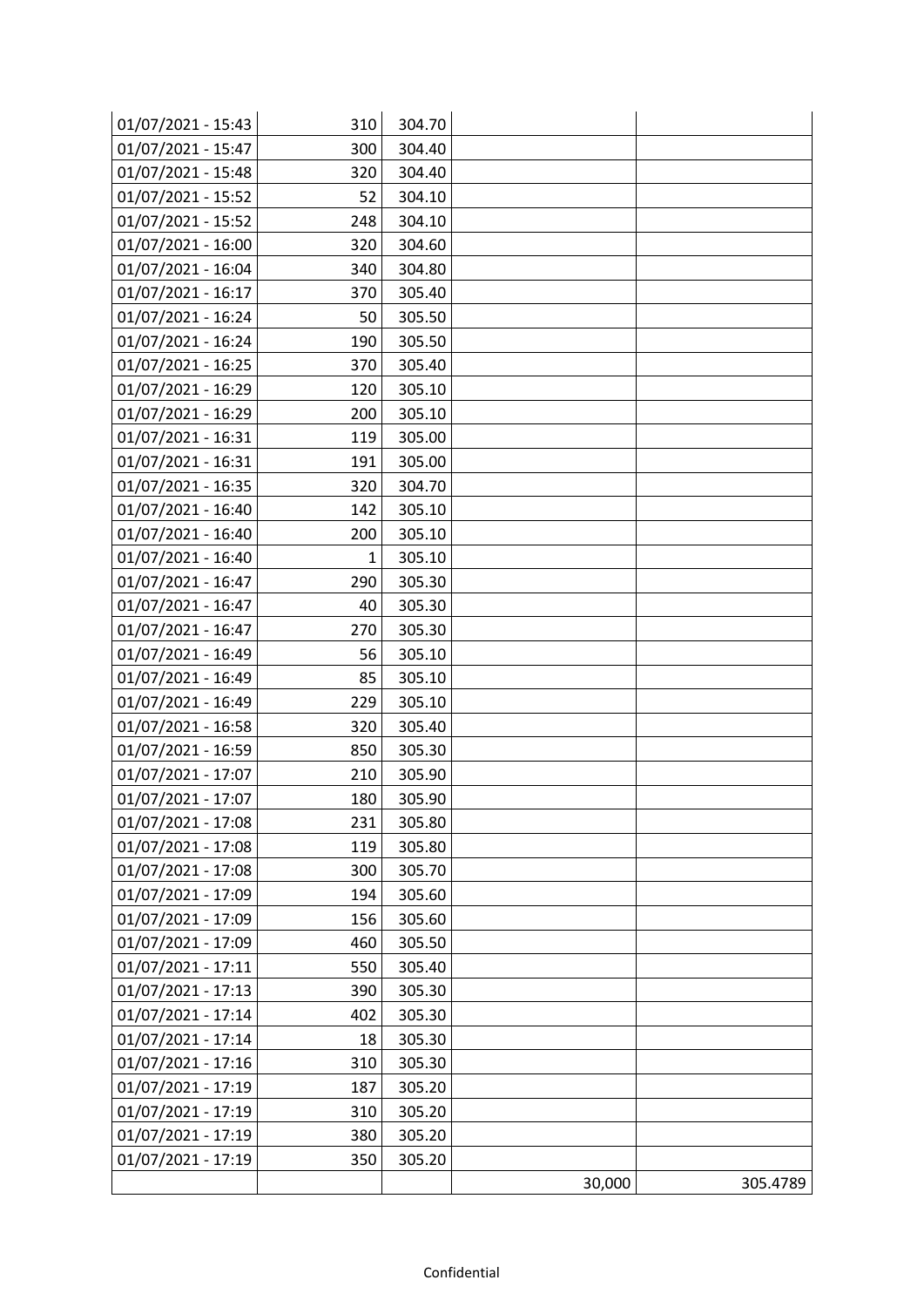| | | | | |
|---|---|---|---|---|
| 01/07/2021 - 15:43 | 310 | 304.70 | | |
| 01/07/2021 - 15:47 | 300 | 304.40 | | |
| 01/07/2021 - 15:48 | 320 | 304.40 | | |
| 01/07/2021 - 15:52 | 52 | 304.10 | | |
| 01/07/2021 - 15:52 | 248 | 304.10 | | |
| 01/07/2021 - 16:00 | 320 | 304.60 | | |
| 01/07/2021 - 16:04 | 340 | 304.80 | | |
| 01/07/2021 - 16:17 | 370 | 305.40 | | |
| 01/07/2021 - 16:24 | 50 | 305.50 | | |
| 01/07/2021 - 16:24 | 190 | 305.50 | | |
| 01/07/2021 - 16:25 | 370 | 305.40 | | |
| 01/07/2021 - 16:29 | 120 | 305.10 | | |
| 01/07/2021 - 16:29 | 200 | 305.10 | | |
| 01/07/2021 - 16:31 | 119 | 305.00 | | |
| 01/07/2021 - 16:31 | 191 | 305.00 | | |
| 01/07/2021 - 16:35 | 320 | 304.70 | | |
| 01/07/2021 - 16:40 | 142 | 305.10 | | |
| 01/07/2021 - 16:40 | 200 | 305.10 | | |
| 01/07/2021 - 16:40 | 1 | 305.10 | | |
| 01/07/2021 - 16:47 | 290 | 305.30 | | |
| 01/07/2021 - 16:47 | 40 | 305.30 | | |
| 01/07/2021 - 16:47 | 270 | 305.30 | | |
| 01/07/2021 - 16:49 | 56 | 305.10 | | |
| 01/07/2021 - 16:49 | 85 | 305.10 | | |
| 01/07/2021 - 16:49 | 229 | 305.10 | | |
| 01/07/2021 - 16:58 | 320 | 305.40 | | |
| 01/07/2021 - 16:59 | 850 | 305.30 | | |
| 01/07/2021 - 17:07 | 210 | 305.90 | | |
| 01/07/2021 - 17:07 | 180 | 305.90 | | |
| 01/07/2021 - 17:08 | 231 | 305.80 | | |
| 01/07/2021 - 17:08 | 119 | 305.80 | | |
| 01/07/2021 - 17:08 | 300 | 305.70 | | |
| 01/07/2021 - 17:09 | 194 | 305.60 | | |
| 01/07/2021 - 17:09 | 156 | 305.60 | | |
| 01/07/2021 - 17:09 | 460 | 305.50 | | |
| 01/07/2021 - 17:11 | 550 | 305.40 | | |
| 01/07/2021 - 17:13 | 390 | 305.30 | | |
| 01/07/2021 - 17:14 | 402 | 305.30 | | |
| 01/07/2021 - 17:14 | 18 | 305.30 | | |
| 01/07/2021 - 17:16 | 310 | 305.30 | | |
| 01/07/2021 - 17:19 | 187 | 305.20 | | |
| 01/07/2021 - 17:19 | 310 | 305.20 | | |
| 01/07/2021 - 17:19 | 380 | 305.20 | | |
| 01/07/2021 - 17:19 | 350 | 305.20 | | |
| | | | 30,000 | 305.4789 |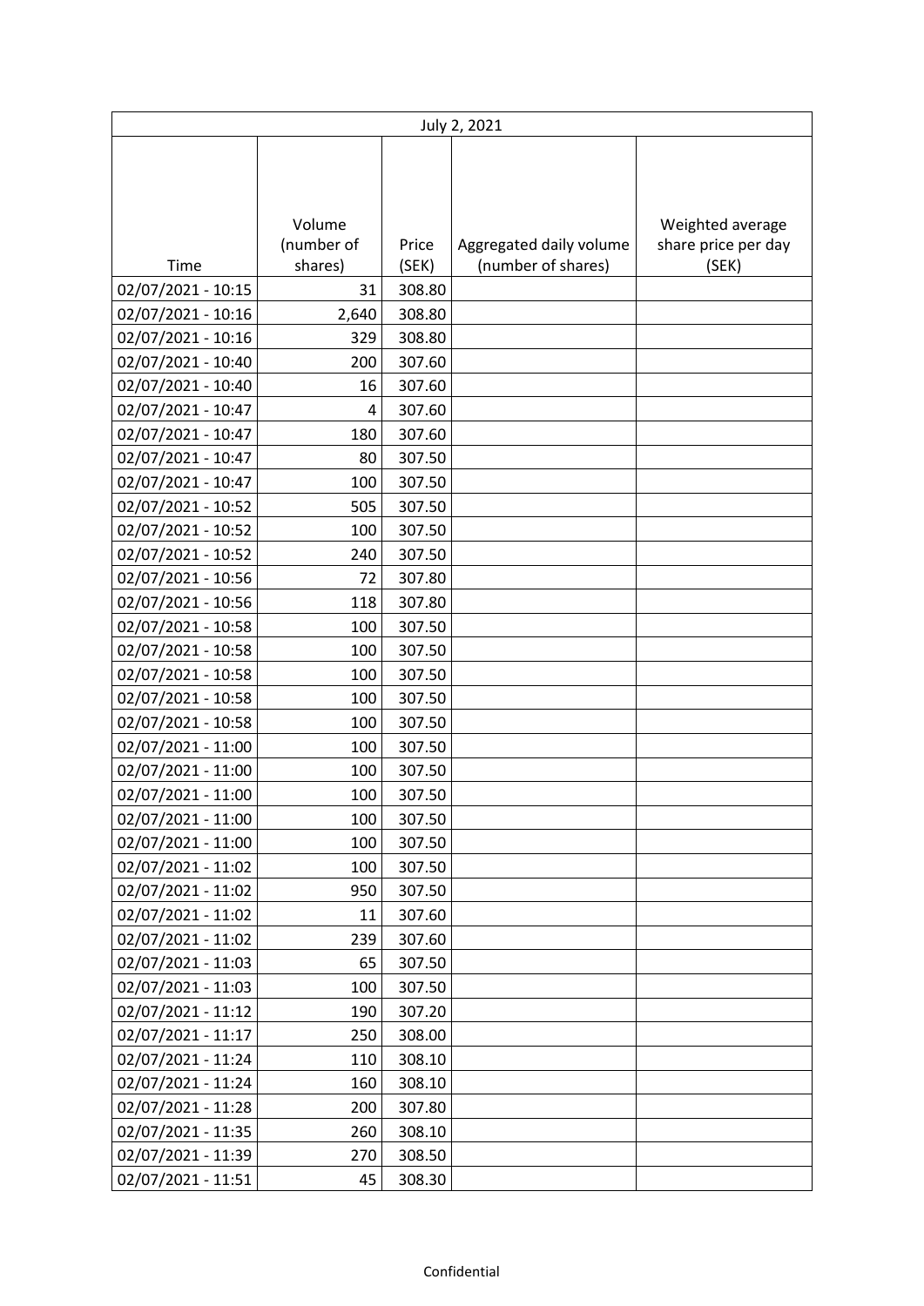| July 2, 2021 | | | | |
|---|---|---|---|---|
| Time | Volume (number of shares) | Price (SEK) | Aggregated daily volume (number of shares) | Weighted average share price per day (SEK) |
| 02/07/2021 - 10:15 | 31 | 308.80 | | |
| 02/07/2021 - 10:16 | 2,640 | 308.80 | | |
| 02/07/2021 - 10:16 | 329 | 308.80 | | |
| 02/07/2021 - 10:40 | 200 | 307.60 | | |
| 02/07/2021 - 10:40 | 16 | 307.60 | | |
| 02/07/2021 - 10:47 | 4 | 307.60 | | |
| 02/07/2021 - 10:47 | 180 | 307.60 | | |
| 02/07/2021 - 10:47 | 80 | 307.50 | | |
| 02/07/2021 - 10:47 | 100 | 307.50 | | |
| 02/07/2021 - 10:52 | 505 | 307.50 | | |
| 02/07/2021 - 10:52 | 100 | 307.50 | | |
| 02/07/2021 - 10:52 | 240 | 307.50 | | |
| 02/07/2021 - 10:56 | 72 | 307.80 | | |
| 02/07/2021 - 10:56 | 118 | 307.80 | | |
| 02/07/2021 - 10:58 | 100 | 307.50 | | |
| 02/07/2021 - 10:58 | 100 | 307.50 | | |
| 02/07/2021 - 10:58 | 100 | 307.50 | | |
| 02/07/2021 - 10:58 | 100 | 307.50 | | |
| 02/07/2021 - 10:58 | 100 | 307.50 | | |
| 02/07/2021 - 11:00 | 100 | 307.50 | | |
| 02/07/2021 - 11:00 | 100 | 307.50 | | |
| 02/07/2021 - 11:00 | 100 | 307.50 | | |
| 02/07/2021 - 11:00 | 100 | 307.50 | | |
| 02/07/2021 - 11:00 | 100 | 307.50 | | |
| 02/07/2021 - 11:02 | 100 | 307.50 | | |
| 02/07/2021 - 11:02 | 950 | 307.50 | | |
| 02/07/2021 - 11:02 | 11 | 307.60 | | |
| 02/07/2021 - 11:02 | 239 | 307.60 | | |
| 02/07/2021 - 11:03 | 65 | 307.50 | | |
| 02/07/2021 - 11:03 | 100 | 307.50 | | |
| 02/07/2021 - 11:12 | 190 | 307.20 | | |
| 02/07/2021 - 11:17 | 250 | 308.00 | | |
| 02/07/2021 - 11:24 | 110 | 308.10 | | |
| 02/07/2021 - 11:24 | 160 | 308.10 | | |
| 02/07/2021 - 11:28 | 200 | 307.80 | | |
| 02/07/2021 - 11:35 | 260 | 308.10 | | |
| 02/07/2021 - 11:39 | 270 | 308.50 | | |
| 02/07/2021 - 11:51 | 45 | 308.30 | | |

Confidential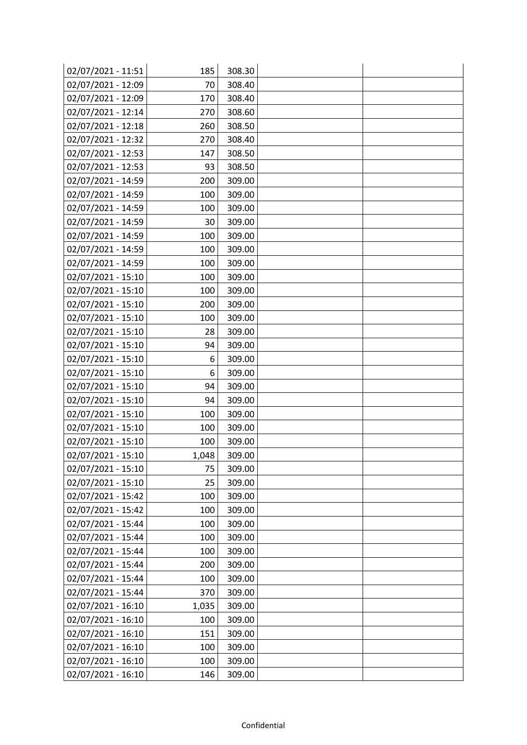| | | | | |
|---|---|---|---|---|
| 02/07/2021 - 11:51 | 185 | 308.30 | | |
| 02/07/2021 - 12:09 | 70 | 308.40 | | |
| 02/07/2021 - 12:09 | 170 | 308.40 | | |
| 02/07/2021 - 12:14 | 270 | 308.60 | | |
| 02/07/2021 - 12:18 | 260 | 308.50 | | |
| 02/07/2021 - 12:32 | 270 | 308.40 | | |
| 02/07/2021 - 12:53 | 147 | 308.50 | | |
| 02/07/2021 - 12:53 | 93 | 308.50 | | |
| 02/07/2021 - 14:59 | 200 | 309.00 | | |
| 02/07/2021 - 14:59 | 100 | 309.00 | | |
| 02/07/2021 - 14:59 | 100 | 309.00 | | |
| 02/07/2021 - 14:59 | 30 | 309.00 | | |
| 02/07/2021 - 14:59 | 100 | 309.00 | | |
| 02/07/2021 - 14:59 | 100 | 309.00 | | |
| 02/07/2021 - 14:59 | 100 | 309.00 | | |
| 02/07/2021 - 15:10 | 100 | 309.00 | | |
| 02/07/2021 - 15:10 | 100 | 309.00 | | |
| 02/07/2021 - 15:10 | 200 | 309.00 | | |
| 02/07/2021 - 15:10 | 100 | 309.00 | | |
| 02/07/2021 - 15:10 | 28 | 309.00 | | |
| 02/07/2021 - 15:10 | 94 | 309.00 | | |
| 02/07/2021 - 15:10 | 6 | 309.00 | | |
| 02/07/2021 - 15:10 | 6 | 309.00 | | |
| 02/07/2021 - 15:10 | 94 | 309.00 | | |
| 02/07/2021 - 15:10 | 94 | 309.00 | | |
| 02/07/2021 - 15:10 | 100 | 309.00 | | |
| 02/07/2021 - 15:10 | 100 | 309.00 | | |
| 02/07/2021 - 15:10 | 100 | 309.00 | | |
| 02/07/2021 - 15:10 | 1,048 | 309.00 | | |
| 02/07/2021 - 15:10 | 75 | 309.00 | | |
| 02/07/2021 - 15:10 | 25 | 309.00 | | |
| 02/07/2021 - 15:42 | 100 | 309.00 | | |
| 02/07/2021 - 15:42 | 100 | 309.00 | | |
| 02/07/2021 - 15:44 | 100 | 309.00 | | |
| 02/07/2021 - 15:44 | 100 | 309.00 | | |
| 02/07/2021 - 15:44 | 100 | 309.00 | | |
| 02/07/2021 - 15:44 | 200 | 309.00 | | |
| 02/07/2021 - 15:44 | 100 | 309.00 | | |
| 02/07/2021 - 15:44 | 370 | 309.00 | | |
| 02/07/2021 - 16:10 | 1,035 | 309.00 | | |
| 02/07/2021 - 16:10 | 100 | 309.00 | | |
| 02/07/2021 - 16:10 | 151 | 309.00 | | |
| 02/07/2021 - 16:10 | 100 | 309.00 | | |
| 02/07/2021 - 16:10 | 100 | 309.00 | | |
| 02/07/2021 - 16:10 | 146 | 309.00 | | |

Confidential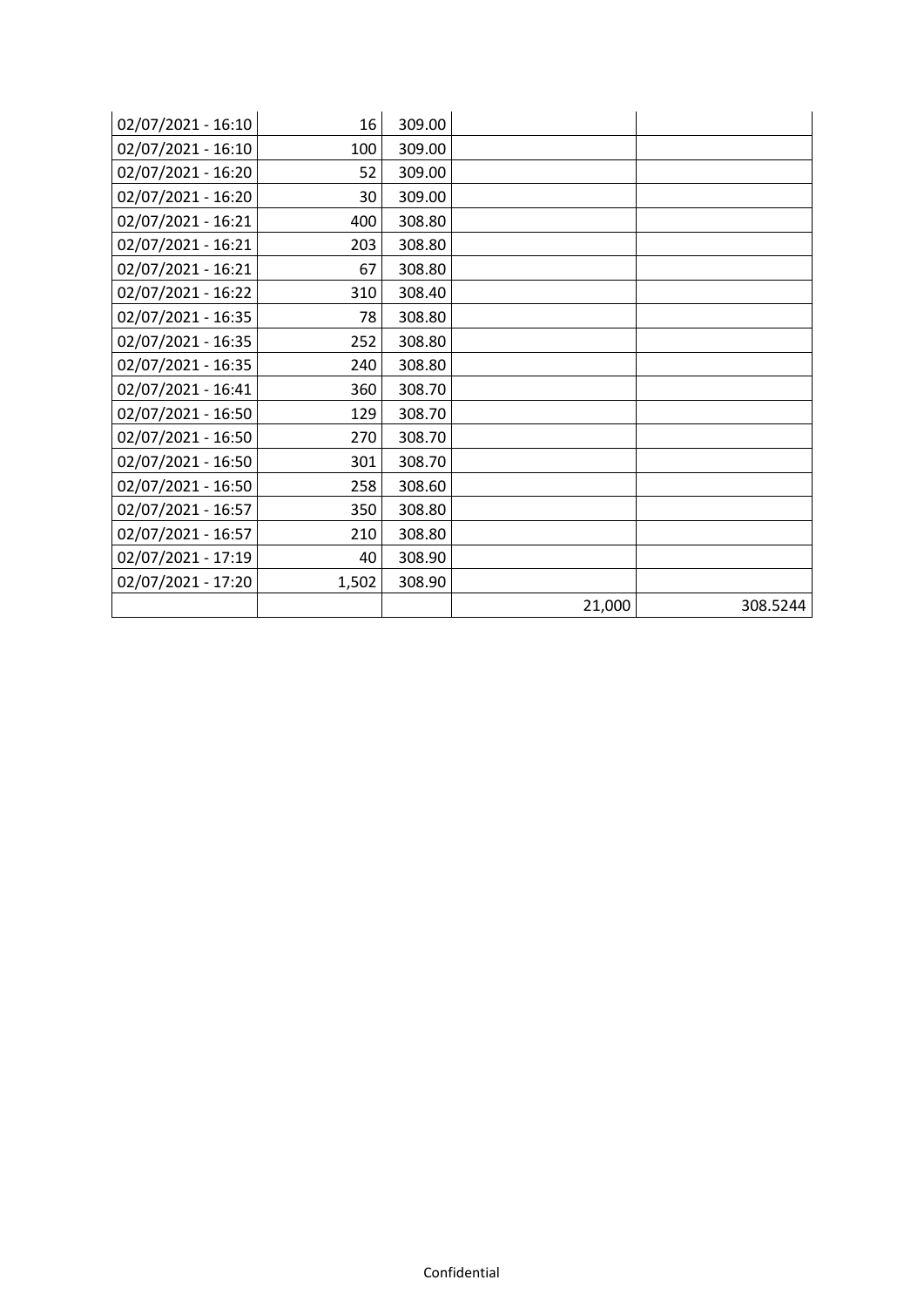| | | | | |
|---|---|---|---|---|
| 02/07/2021 - 16:10 | 16 | 309.00 | | |
| 02/07/2021 - 16:10 | 100 | 309.00 | | |
| 02/07/2021 - 16:20 | 52 | 309.00 | | |
| 02/07/2021 - 16:20 | 30 | 309.00 | | |
| 02/07/2021 - 16:21 | 400 | 308.80 | | |
| 02/07/2021 - 16:21 | 203 | 308.80 | | |
| 02/07/2021 - 16:21 | 67 | 308.80 | | |
| 02/07/2021 - 16:22 | 310 | 308.40 | | |
| 02/07/2021 - 16:35 | 78 | 308.80 | | |
| 02/07/2021 - 16:35 | 252 | 308.80 | | |
| 02/07/2021 - 16:35 | 240 | 308.80 | | |
| 02/07/2021 - 16:41 | 360 | 308.70 | | |
| 02/07/2021 - 16:50 | 129 | 308.70 | | |
| 02/07/2021 - 16:50 | 270 | 308.70 | | |
| 02/07/2021 - 16:50 | 301 | 308.70 | | |
| 02/07/2021 - 16:50 | 258 | 308.60 | | |
| 02/07/2021 - 16:57 | 350 | 308.80 | | |
| 02/07/2021 - 16:57 | 210 | 308.80 | | |
| 02/07/2021 - 17:19 | 40 | 308.90 | | |
| 02/07/2021 - 17:20 | 1,502 | 308.90 | | |
| | | | 21,000 | 308.5244 |

Confidential